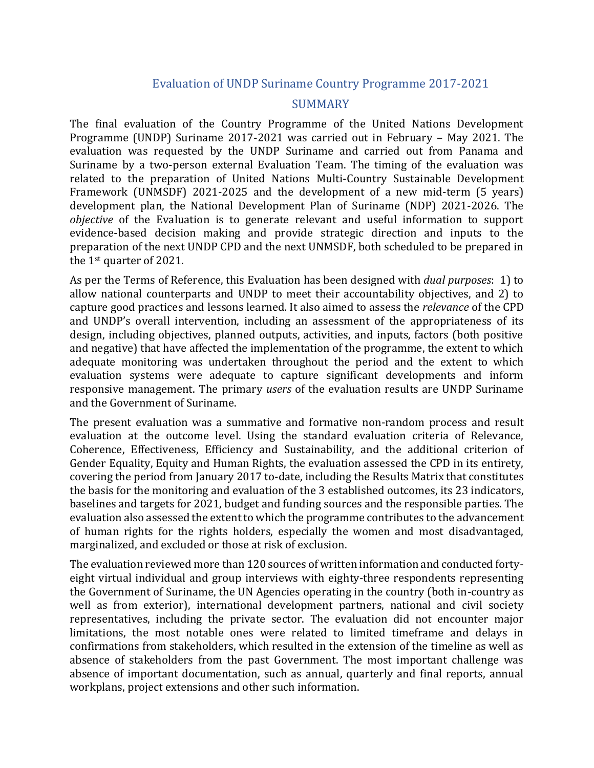## Evaluation of UNDP Suriname Country Programme 2017-2021

### SUMMARY

The final evaluation of the Country Programme of the United Nations Development Programme (UNDP) Suriname 2017-2021 was carried out in February – May 2021. The evaluation was requested by the UNDP Suriname and carried out from Panama and Suriname by a two-person external Evaluation Team. The timing of the evaluation was related to the preparation of United Nations Multi-Country Sustainable Development Framework (UNMSDF) 2021-2025 and the development of a new mid-term (5 years) development plan, the National Development Plan of Suriname (NDP) 2021-2026. The *objective* of the Evaluation is to generate relevant and useful information to support evidence-based decision making and provide strategic direction and inputs to the preparation of the next UNDP CPD and the next UNMSDF, both scheduled to be prepared in the 1st quarter of 2021.

As per the Terms of Reference, this Evaluation has been designed with *dual purposes*: 1) to allow national counterparts and UNDP to meet their accountability objectives, and 2) to capture good practices and lessons learned. It also aimed to assess the *relevance* of the CPD and UNDP's overall intervention, including an assessment of the appropriateness of its design, including objectives, planned outputs, activities, and inputs, factors (both positive and negative) that have affected the implementation of the programme, the extent to which adequate monitoring was undertaken throughout the period and the extent to which evaluation systems were adequate to capture significant developments and inform responsive management. The primary *users* of the evaluation results are UNDP Suriname and the Government of Suriname.

The present evaluation was a summative and formative non-random process and result evaluation at the outcome level. Using the standard evaluation criteria of Relevance, Coherence, Effectiveness, Efficiency and Sustainability, and the additional criterion of Gender Equality, Equity and Human Rights, the evaluation assessed the CPD in its entirety, covering the period from January 2017 to-date, including the Results Matrix that constitutes the basis for the monitoring and evaluation of the 3 established outcomes, its 23 indicators, baselines and targets for 2021, budget and funding sources and the responsible parties. The evaluation also assessed the extent to which the programme contributes to the advancement of human rights for the rights holders, especially the women and most disadvantaged, marginalized, and excluded or those at risk of exclusion.

The evaluation reviewed more than 120 sources of written information and conducted forty-eight virtual individual and group interviews with eighty-three respondents representing the Government of Suriname, the UN Agencies operating in the country (both in-country as well as from exterior), international development partners, national and civil society representatives, including the private sector. The evaluation did not encounter major limitations, the most notable ones were related to limited timeframe and delays in confirmations from stakeholders, which resulted in the extension of the timeline as well as absence of stakeholders from the past Government. The most important challenge was absence of important documentation, such as annual, quarterly and final reports, annual workplans, project extensions and other such information.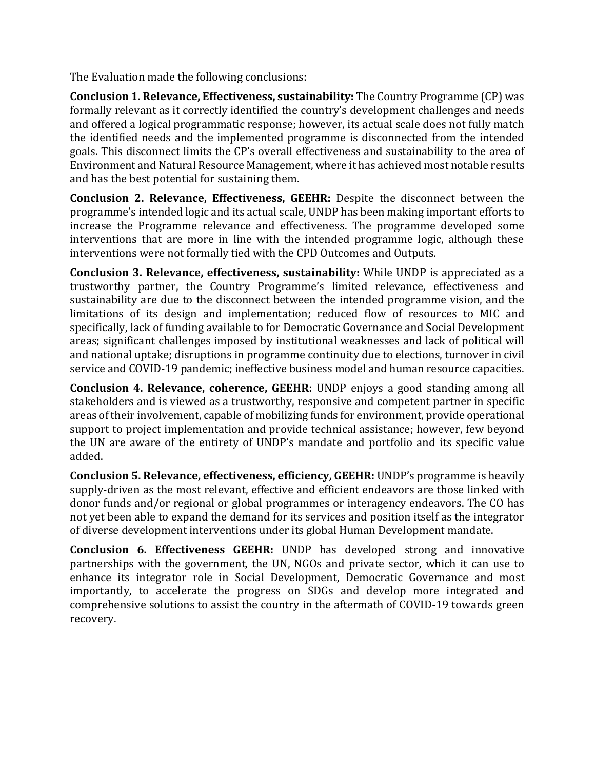The Evaluation made the following conclusions:

**Conclusion 1. Relevance, Effectiveness, sustainability:** The Country Programme (CP) was formally relevant as it correctly identified the country's development challenges and needs and offered a logical programmatic response; however, its actual scale does not fully match the identified needs and the implemented programme is disconnected from the intended goals. This disconnect limits the CP's overall effectiveness and sustainability to the area of Environment and Natural Resource Management, where it has achieved most notable results and has the best potential for sustaining them.

**Conclusion 2. Relevance, Effectiveness, GEEHR:** Despite the disconnect between the programme's intended logic and its actual scale, UNDP has been making important efforts to increase the Programme relevance and effectiveness. The programme developed some interventions that are more in line with the intended programme logic, although these interventions were not formally tied with the CPD Outcomes and Outputs.

**Conclusion 3. Relevance, effectiveness, sustainability:** While UNDP is appreciated as a trustworthy partner, the Country Programme's limited relevance, effectiveness and sustainability are due to the disconnect between the intended programme vision, and the limitations of its design and implementation; reduced flow of resources to MIC and specifically, lack of funding available to for Democratic Governance and Social Development areas; significant challenges imposed by institutional weaknesses and lack of political will and national uptake; disruptions in programme continuity due to elections, turnover in civil service and COVID-19 pandemic; ineffective business model and human resource capacities.

**Conclusion 4. Relevance, coherence, GEEHR:** UNDP enjoys a good standing among all stakeholders and is viewed as a trustworthy, responsive and competent partner in specific areas of their involvement, capable of mobilizing funds for environment, provide operational support to project implementation and provide technical assistance; however, few beyond the UN are aware of the entirety of UNDP's mandate and portfolio and its specific value added.

**Conclusion 5. Relevance, effectiveness, efficiency, GEEHR:** UNDP's programme is heavily supply-driven as the most relevant, effective and efficient endeavors are those linked with donor funds and/or regional or global programmes or interagency endeavors. The CO has not yet been able to expand the demand for its services and position itself as the integrator of diverse development interventions under its global Human Development mandate.

**Conclusion 6. Effectiveness GEEHR:** UNDP has developed strong and innovative partnerships with the government, the UN, NGOs and private sector, which it can use to enhance its integrator role in Social Development, Democratic Governance and most importantly, to accelerate the progress on SDGs and develop more integrated and comprehensive solutions to assist the country in the aftermath of COVID-19 towards green recovery.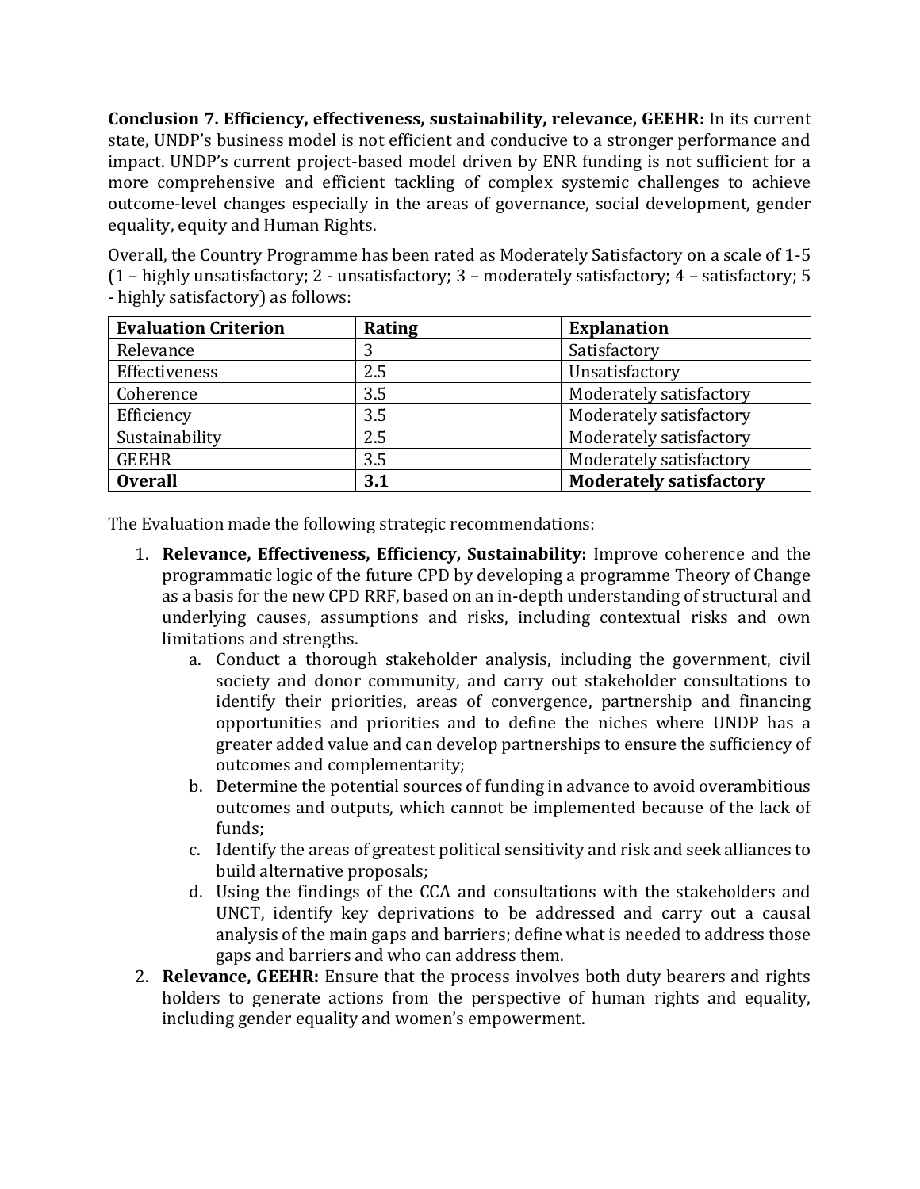**Conclusion 7. Efficiency, effectiveness, sustainability, relevance, GEEHR:** In its current state, UNDP's business model is not efficient and conducive to a stronger performance and impact. UNDP's current project-based model driven by ENR funding is not sufficient for a more comprehensive and efficient tackling of complex systemic challenges to achieve outcome-level changes especially in the areas of governance, social development, gender equality, equity and Human Rights.

Overall, the Country Programme has been rated as Moderately Satisfactory on a scale of 1-5 (1 – highly unsatisfactory; 2 - unsatisfactory; 3 – moderately satisfactory; 4 – satisfactory; 5 - highly satisfactory) as follows:

| Evaluation Criterion | Rating | Explanation |
| --- | --- | --- |
| Relevance | 3 | Satisfactory |
| Effectiveness | 2.5 | Unsatisfactory |
| Coherence | 3.5 | Moderately satisfactory |
| Efficiency | 3.5 | Moderately satisfactory |
| Sustainability | 2.5 | Moderately satisfactory |
| GEEHR | 3.5 | Moderately satisfactory |
| **Overall** | **3.1** | **Moderately satisfactory** |

The Evaluation made the following strategic recommendations:

1. **Relevance, Effectiveness, Efficiency, Sustainability:** Improve coherence and the programmatic logic of the future CPD by developing a programme Theory of Change as a basis for the new CPD RRF, based on an in-depth understanding of structural and underlying causes, assumptions and risks, including contextual risks and own limitations and strengths.
    a. Conduct a thorough stakeholder analysis, including the government, civil society and donor community, and carry out stakeholder consultations to identify their priorities, areas of convergence, partnership and financing opportunities and priorities and to define the niches where UNDP has a greater added value and can develop partnerships to ensure the sufficiency of outcomes and complementarity;
    b. Determine the potential sources of funding in advance to avoid overambitious outcomes and outputs, which cannot be implemented because of the lack of funds;
    c. Identify the areas of greatest political sensitivity and risk and seek alliances to build alternative proposals;
    d. Using the findings of the CCA and consultations with the stakeholders and UNCT, identify key deprivations to be addressed and carry out a causal analysis of the main gaps and barriers; define what is needed to address those gaps and barriers and who can address them.
2. **Relevance, GEEHR:** Ensure that the process involves both duty bearers and rights holders to generate actions from the perspective of human rights and equality, including gender equality and women's empowerment.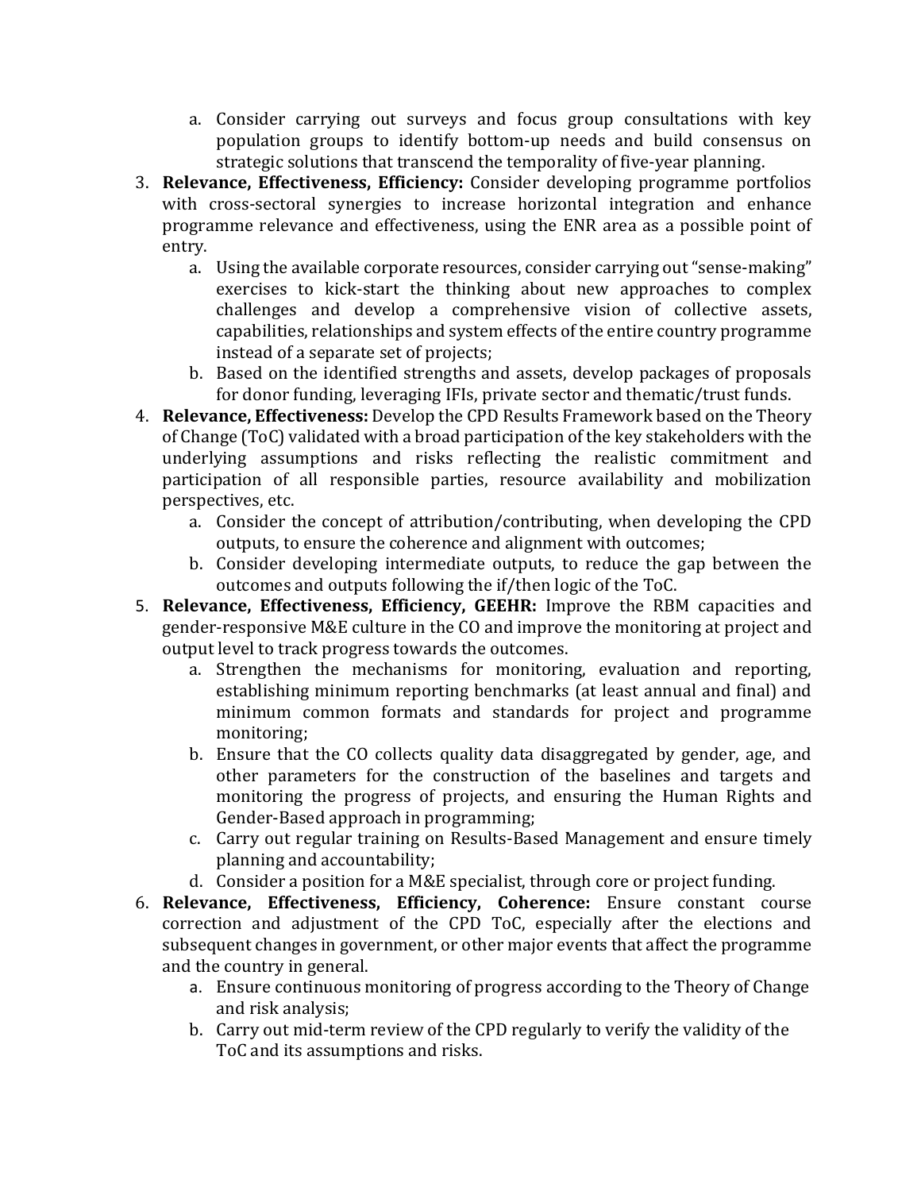a. Consider carrying out surveys and focus group consultations with key population groups to identify bottom-up needs and build consensus on strategic solutions that transcend the temporality of five-year planning.

3. **Relevance, Effectiveness, Efficiency:** Consider developing programme portfolios with cross-sectoral synergies to increase horizontal integration and enhance programme relevance and effectiveness, using the ENR area as a possible point of entry.
   a. Using the available corporate resources, consider carrying out "sense-making" exercises to kick-start the thinking about new approaches to complex challenges and develop a comprehensive vision of collective assets, capabilities, relationships and system effects of the entire country programme instead of a separate set of projects;
   b. Based on the identified strengths and assets, develop packages of proposals for donor funding, leveraging IFIs, private sector and thematic/trust funds.
4. **Relevance, Effectiveness:** Develop the CPD Results Framework based on the Theory of Change (ToC) validated with a broad participation of the key stakeholders with the underlying assumptions and risks reflecting the realistic commitment and participation of all responsible parties, resource availability and mobilization perspectives, etc.
   a. Consider the concept of attribution/contributing, when developing the CPD outputs, to ensure the coherence and alignment with outcomes;
   b. Consider developing intermediate outputs, to reduce the gap between the outcomes and outputs following the if/then logic of the ToC.
5. **Relevance, Effectiveness, Efficiency, GEEHR:** Improve the RBM capacities and gender-responsive M&E culture in the CO and improve the monitoring at project and output level to track progress towards the outcomes.
   a. Strengthen the mechanisms for monitoring, evaluation and reporting, establishing minimum reporting benchmarks (at least annual and final) and minimum common formats and standards for project and programme monitoring;
   b. Ensure that the CO collects quality data disaggregated by gender, age, and other parameters for the construction of the baselines and targets and monitoring the progress of projects, and ensuring the Human Rights and Gender-Based approach in programming;
   c. Carry out regular training on Results-Based Management and ensure timely planning and accountability;
   d. Consider a position for a M&E specialist, through core or project funding.
6. **Relevance, Effectiveness, Efficiency, Coherence:** Ensure constant course correction and adjustment of the CPD ToC, especially after the elections and subsequent changes in government, or other major events that affect the programme and the country in general.
   a. Ensure continuous monitoring of progress according to the Theory of Change and risk analysis;
   b. Carry out mid-term review of the CPD regularly to verify the validity of the ToC and its assumptions and risks.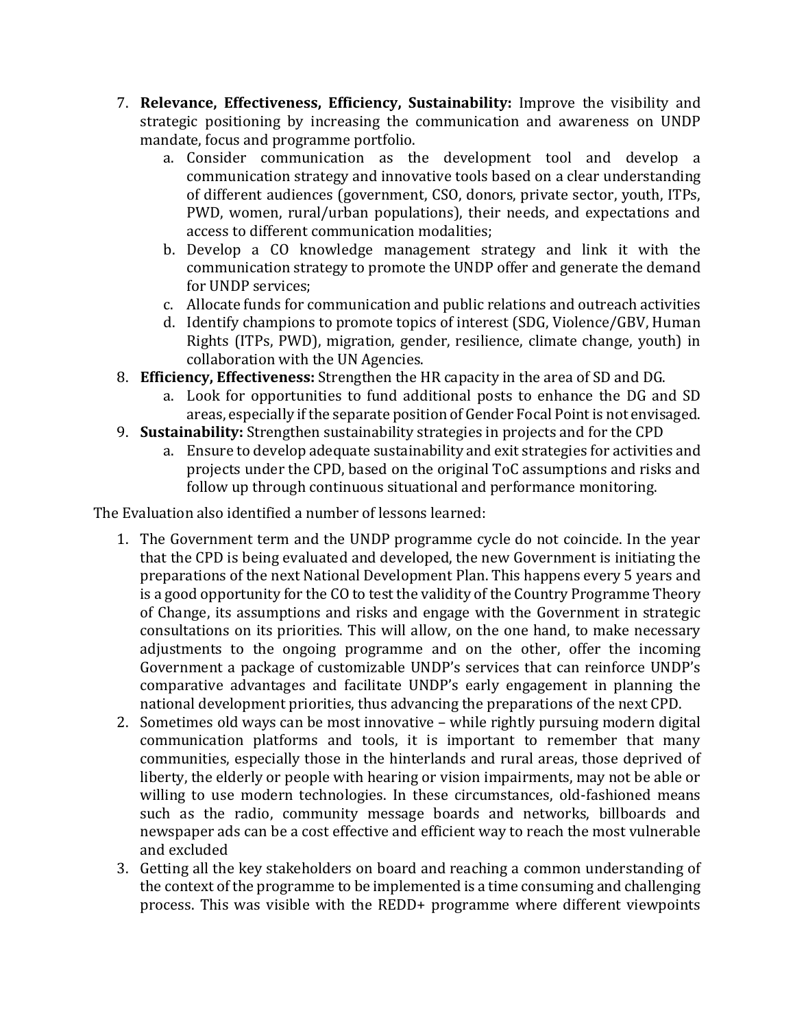7. **Relevance, Effectiveness, Efficiency, Sustainability:** Improve the visibility and strategic positioning by increasing the communication and awareness on UNDP mandate, focus and programme portfolio.
    a. Consider communication as the development tool and develop a communication strategy and innovative tools based on a clear understanding of different audiences (government, CSO, donors, private sector, youth, ITPs, PWD, women, rural/urban populations), their needs, and expectations and access to different communication modalities;
    b. Develop a CO knowledge management strategy and link it with the communication strategy to promote the UNDP offer and generate the demand for UNDP services;
    c. Allocate funds for communication and public relations and outreach activities
    d. Identify champions to promote topics of interest (SDG, Violence/GBV, Human Rights (ITPs, PWD), migration, gender, resilience, climate change, youth) in collaboration with the UN Agencies.
8. **Efficiency, Effectiveness:** Strengthen the HR capacity in the area of SD and DG.
    a. Look for opportunities to fund additional posts to enhance the DG and SD areas, especially if the separate position of Gender Focal Point is not envisaged.
9. **Sustainability:** Strengthen sustainability strategies in projects and for the CPD
    a. Ensure to develop adequate sustainability and exit strategies for activities and projects under the CPD, based on the original ToC assumptions and risks and follow up through continuous situational and performance monitoring.

The Evaluation also identified a number of lessons learned:

1. The Government term and the UNDP programme cycle do not coincide. In the year that the CPD is being evaluated and developed, the new Government is initiating the preparations of the next National Development Plan. This happens every 5 years and is a good opportunity for the CO to test the validity of the Country Programme Theory of Change, its assumptions and risks and engage with the Government in strategic consultations on its priorities. This will allow, on the one hand, to make necessary adjustments to the ongoing programme and on the other, offer the incoming Government a package of customizable UNDP's services that can reinforce UNDP's comparative advantages and facilitate UNDP's early engagement in planning the national development priorities, thus advancing the preparations of the next CPD.
2. Sometimes old ways can be most innovative – while rightly pursuing modern digital communication platforms and tools, it is important to remember that many communities, especially those in the hinterlands and rural areas, those deprived of liberty, the elderly or people with hearing or vision impairments, may not be able or willing to use modern technologies. In these circumstances, old-fashioned means such as the radio, community message boards and networks, billboards and newspaper ads can be a cost effective and efficient way to reach the most vulnerable and excluded
3. Getting all the key stakeholders on board and reaching a common understanding of the context of the programme to be implemented is a time consuming and challenging process. This was visible with the REDD+ programme where different viewpoints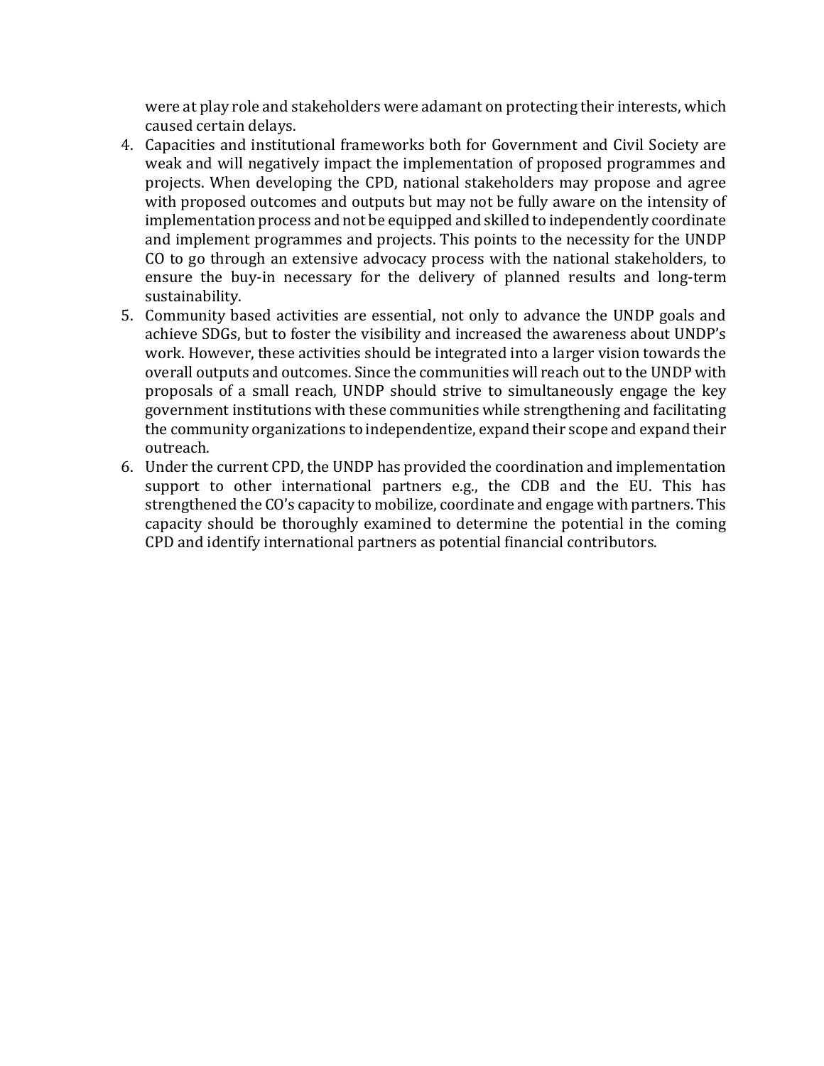were at play role and stakeholders were adamant on protecting their interests, which caused certain delays.

4. Capacities and institutional frameworks both for Government and Civil Society are weak and will negatively impact the implementation of proposed programmes and projects. When developing the CPD, national stakeholders may propose and agree with proposed outcomes and outputs but may not be fully aware on the intensity of implementation process and not be equipped and skilled to independently coordinate and implement programmes and projects. This points to the necessity for the UNDP CO to go through an extensive advocacy process with the national stakeholders, to ensure the buy-in necessary for the delivery of planned results and long-term sustainability.
5. Community based activities are essential, not only to advance the UNDP goals and achieve SDGs, but to foster the visibility and increased the awareness about UNDP's work. However, these activities should be integrated into a larger vision towards the overall outputs and outcomes. Since the communities will reach out to the UNDP with proposals of a small reach, UNDP should strive to simultaneously engage the key government institutions with these communities while strengthening and facilitating the community organizations to independentize, expand their scope and expand their outreach.
6. Under the current CPD, the UNDP has provided the coordination and implementation support to other international partners e.g., the CDB and the EU. This has strengthened the CO's capacity to mobilize, coordinate and engage with partners. This capacity should be thoroughly examined to determine the potential in the coming CPD and identify international partners as potential financial contributors.